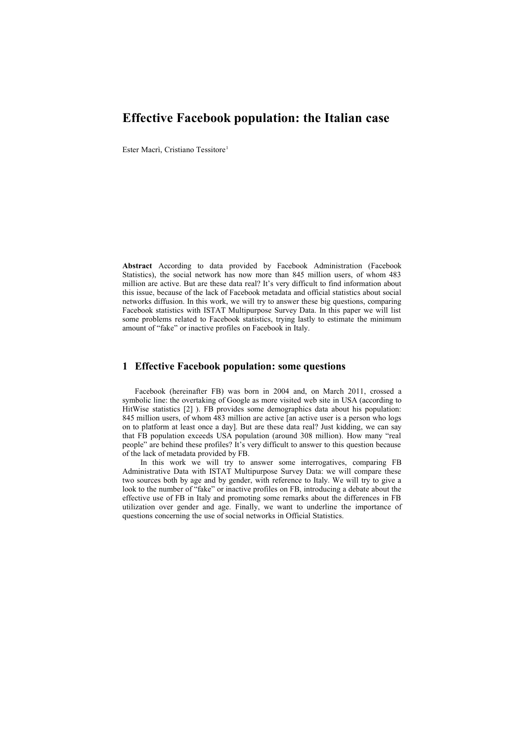# Effective Facebook population: the Italian case

Ester Macrì, Cristiano Tessitore[1]

**Abstract** According to data provided by Facebook Administration (Facebook Statistics), the social network has now more than 845 million users, of whom 483 million are active. But are these data real? It's very difficult to find information about this issue, because of the lack of Facebook metadata and official statistics about social networks diffusion. In this work, we will try to answer these big questions, comparing Facebook statistics with ISTAT Multipurpose Survey Data. In this paper we will list some problems related to Facebook statistics, trying lastly to estimate the minimum amount of "fake" or inactive profiles on Facebook in Italy.

## 1 Effective Facebook population: some questions

Facebook (hereinafter FB) was born in 2004 and, on March 2011, crossed a symbolic line: the overtaking of Google as more visited web site in USA (according to HitWise statistics [2] ). FB provides some demographics data about his population: 845 million users, of whom 483 million are active [an active user is a person who logs on to platform at least once a day]. But are these data real? Just kidding, we can say that FB population exceeds USA population (around 308 million). How many "real people" are behind these profiles? It's very difficult to answer to this question because of the lack of metadata provided by FB.

In this work we will try to answer some interrogatives, comparing FB Administrative Data with ISTAT Multipurpose Survey Data: we will compare these two sources both by age and by gender, with reference to Italy. We will try to give a look to the number of "fake" or inactive profiles on FB, introducing a debate about the effective use of FB in Italy and promoting some remarks about the differences in FB utilization over gender and age. Finally, we want to underline the importance of questions concerning the use of social networks in Official Statistics.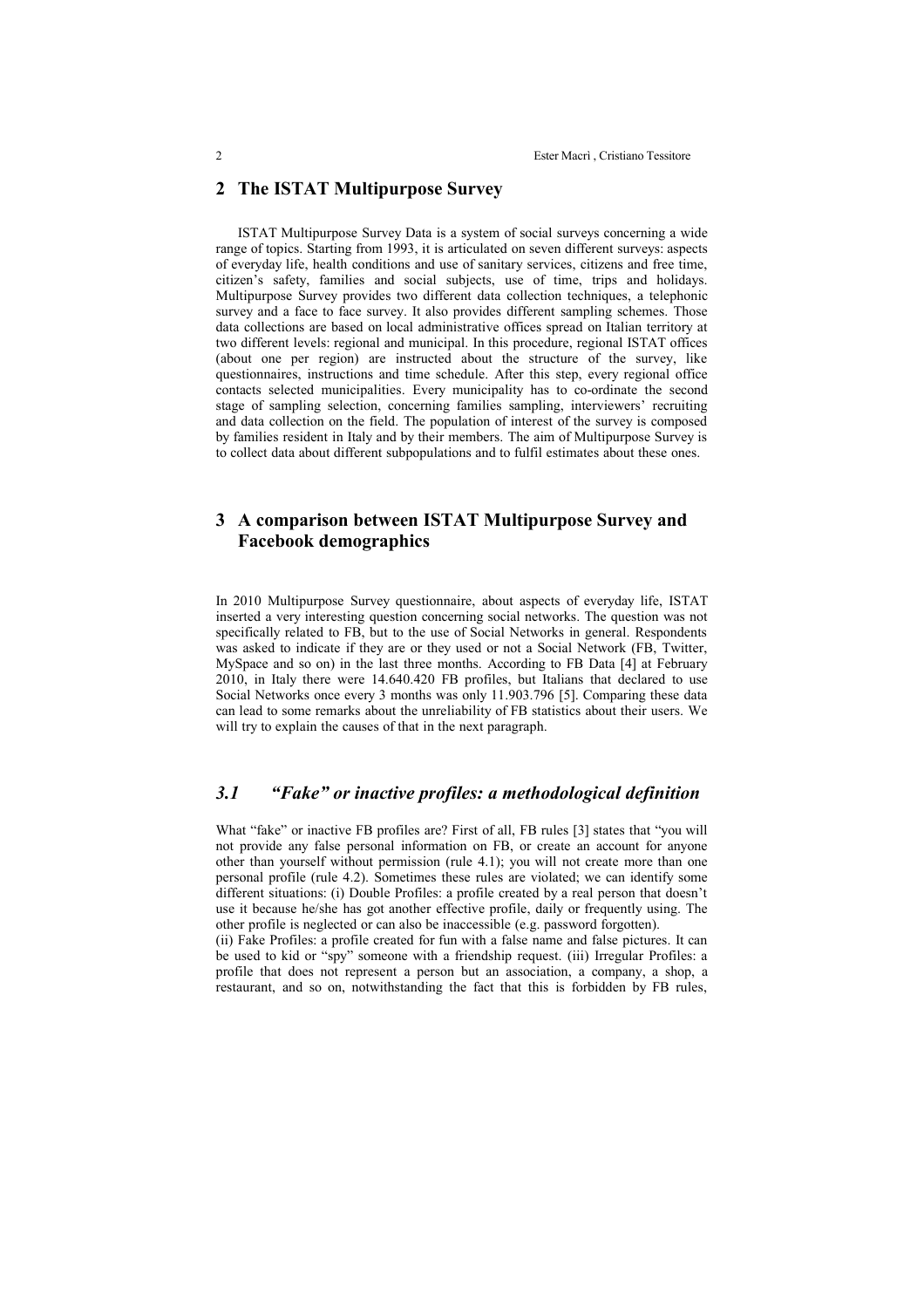## 2 The ISTAT Multipurpose Survey

ISTAT Multipurpose Survey Data is a system of social surveys concerning a wide range of topics. Starting from 1993, it is articulated on seven different surveys: aspects of everyday life, health conditions and use of sanitary services, citizens and free time, citizen's safety, families and social subjects, use of time, trips and holidays. Multipurpose Survey provides two different data collection techniques, a telephonic survey and a face to face survey. It also provides different sampling schemes. Those data collections are based on local administrative offices spread on Italian territory at two different levels: regional and municipal. In this procedure, regional ISTAT offices (about one per region) are instructed about the structure of the survey, like questionnaires, instructions and time schedule. After this step, every regional office contacts selected municipalities. Every municipality has to co-ordinate the second stage of sampling selection, concerning families sampling, interviewers' recruiting and data collection on the field. The population of interest of the survey is composed by families resident in Italy and by their members. The aim of Multipurpose Survey is to collect data about different subpopulations and to fulfil estimates about these ones.

## 3 A comparison between ISTAT Multipurpose Survey and Facebook demographics

In 2010 Multipurpose Survey questionnaire, about aspects of everyday life, ISTAT inserted a very interesting question concerning social networks. The question was not specifically related to FB, but to the use of Social Networks in general. Respondents was asked to indicate if they are or they used or not a Social Network (FB, Twitter, MySpace and so on) in the last three months. According to FB Data [4] at February 2010, in Italy there were 14.640.420 FB profiles, but Italians that declared to use Social Networks once every 3 months was only 11.903.796 [5]. Comparing these data can lead to some remarks about the unreliability of FB statistics about their users. We will try to explain the causes of that in the next paragraph.

### *3.1 "Fake" or inactive profiles: a methodological definition*

What "fake" or inactive FB profiles are? First of all, FB rules [3] states that "you will not provide any false personal information on FB, or create an account for anyone other than yourself without permission (rule 4.1); you will not create more than one personal profile (rule 4.2). Sometimes these rules are violated; we can identify some different situations: (i) Double Profiles: a profile created by a real person that doesn't use it because he/she has got another effective profile, daily or frequently using. The other profile is neglected or can also be inaccessible (e.g. password forgotten).
(ii) Fake Profiles: a profile created for fun with a false name and false pictures. It can be used to kid or "spy" someone with a friendship request. (iii) Irregular Profiles: a profile that does not represent a person but an association, a company, a shop, a restaurant, and so on, notwithstanding the fact that this is forbidden by FB rules,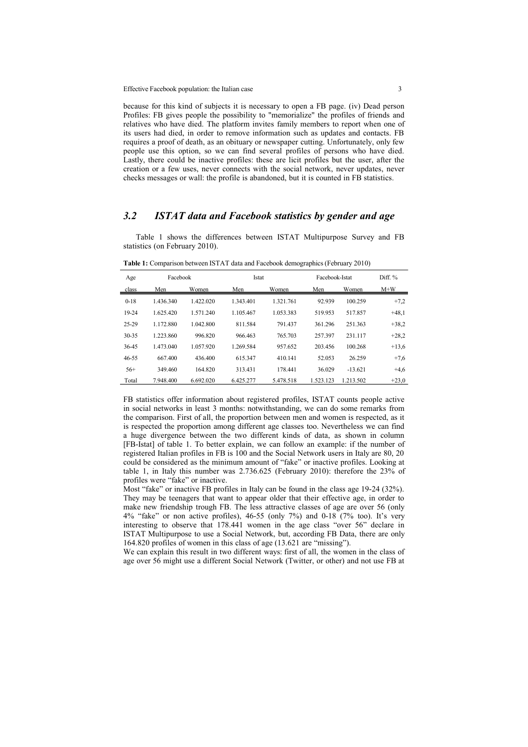because for this kind of subjects it is necessary to open a FB page. (iv) Dead person Profiles: FB gives people the possibility to "memorialize" the profiles of friends and relatives who have died. The platform invites family members to report when one of its users had died, in order to remove information such as updates and contacts. FB requires a proof of death, as an obituary or newspaper cutting. Unfortunately, only few people use this option, so we can find several profiles of persons who have died. Lastly, there could be inactive profiles: these are licit profiles but the user, after the creation or a few uses, never connects with the social network, never updates, never checks messages or wall: the profile is abandoned, but it is counted in FB statistics.

## *3.2 ISTAT data and Facebook statistics by gender and age*

Table 1 shows the differences between ISTAT Multipurpose Survey and FB statistics (on February 2010).

**Table 1:** Comparison between ISTAT data and Facebook demographics (February 2010)

| Age | Facebook | | Istat | | Facebook-Istat | | Diff. % |
|---|---|---|---|---|---|---|---|
| class | Men | Women | Men | Women | Men | Women | M+W |
| 0-18 | 1.436.340 | 1.422.020 | 1.343.401 | 1.321.761 | 92.939 | 100.259 | +7,2 |
| 19-24 | 1.625.420 | 1.571.240 | 1.105.467 | 1.053.383 | 519.953 | 517.857 | +48,1 |
| 25-29 | 1.172.880 | 1.042.800 | 811.584 | 791.437 | 361.296 | 251.363 | +38,2 |
| 30-35 | 1.223.860 | 996.820 | 966.463 | 765.703 | 257.397 | 231.117 | +28,2 |
| 36-45 | 1.473.040 | 1.057.920 | 1.269.584 | 957.652 | 203.456 | 100.268 | +13,6 |
| 46-55 | 667.400 | 436.400 | 615.347 | 410.141 | 52.053 | 26.259 | +7,6 |
| 56+ | 349.460 | 164.820 | 313.431 | 178.441 | 36.029 | -13.621 | +4,6 |
| Total | 7.948.400 | 6.692.020 | 6.425.277 | 5.478.518 | 1.523.123 | 1.213.502 | +23,0 |

FB statistics offer information about registered profiles, ISTAT counts people active in social networks in least 3 months: notwithstanding, we can do some remarks from the comparison. First of all, the proportion between men and women is respected, as it is respected the proportion among different age classes too. Nevertheless we can find a huge divergence between the two different kinds of data, as shown in column [FB-Istat] of table 1. To better explain, we can follow an example: if the number of registered Italian profiles in FB is 100 and the Social Network users in Italy are 80, 20 could be considered as the minimum amount of "fake" or inactive profiles. Looking at table 1, in Italy this number was 2.736.625 (February 2010): therefore the 23% of profiles were "fake" or inactive.

Most "fake" or inactive FB profiles in Italy can be found in the class age 19-24 (32%). They may be teenagers that want to appear older that their effective age, in order to make new friendship trough FB. The less attractive classes of age are over 56 (only 4% "fake" or non active profiles), 46-55 (only 7%) and 0-18 (7% too). It's very interesting to observe that 178.441 women in the age class "over 56" declare in ISTAT Multipurpose to use a Social Network, but, according FB Data, there are only 164.820 profiles of women in this class of age (13.621 are "missing").

We can explain this result in two different ways: first of all, the women in the class of age over 56 might use a different Social Network (Twitter, or other) and not use FB at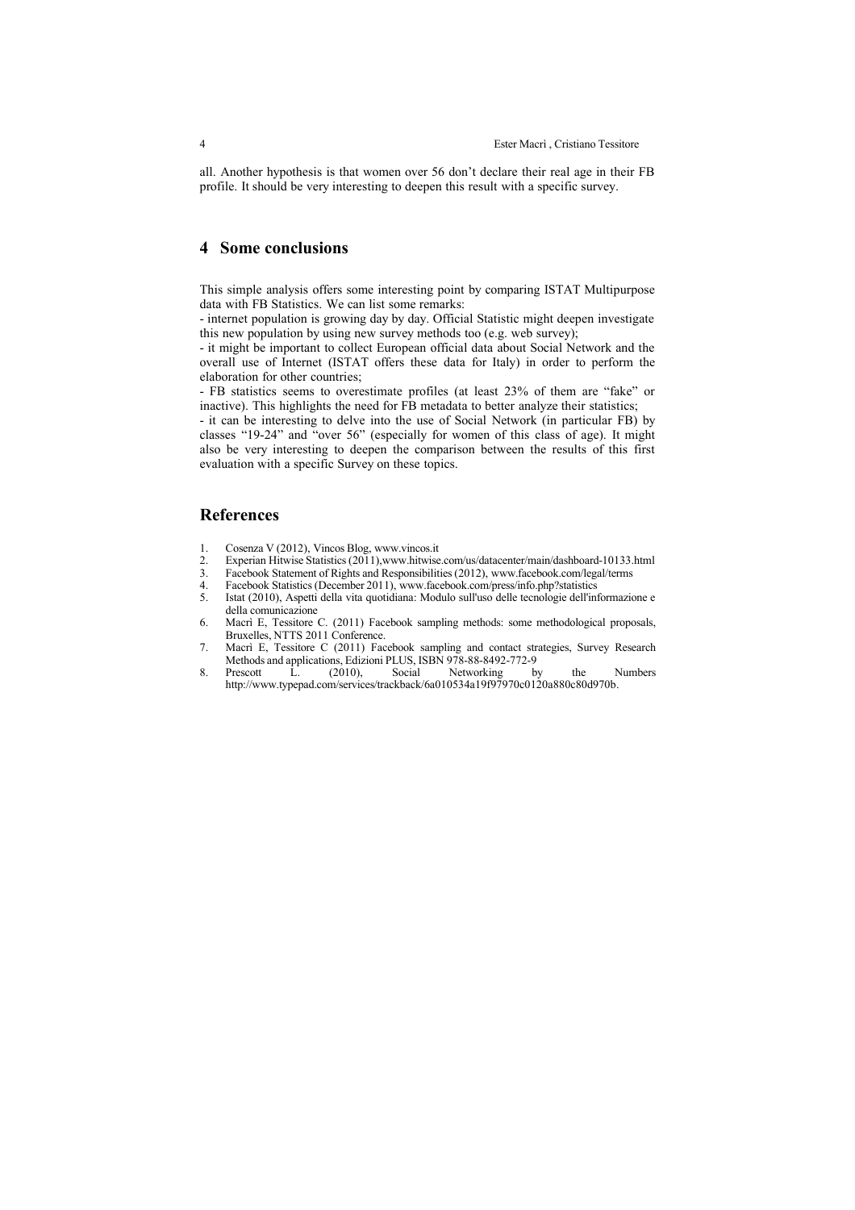all. Another hypothesis is that women over 56 don't declare their real age in their FB profile. It should be very interesting to deepen this result with a specific survey.

## 4 Some conclusions

This simple analysis offers some interesting point by comparing ISTAT Multipurpose data with FB Statistics. We can list some remarks:

- internet population is growing day by day. Official Statistic might deepen investigate this new population by using new survey methods too (e.g. web survey);
- it might be important to collect European official data about Social Network and the overall use of Internet (ISTAT offers these data for Italy) in order to perform the elaboration for other countries;
- FB statistics seems to overestimate profiles (at least 23% of them are "fake" or inactive). This highlights the need for FB metadata to better analyze their statistics;
- it can be interesting to delve into the use of Social Network (in particular FB) by classes "19-24" and "over 56" (especially for women of this class of age). It might also be very interesting to deepen the comparison between the results of this first evaluation with a specific Survey on these topics.

## References

1. Cosenza V (2012), Vincos Blog, www.vincos.it
2. Experian Hitwise Statistics (2011),www.hitwise.com/us/datacenter/main/dashboard-10133.html
3. Facebook Statement of Rights and Responsibilities (2012), www.facebook.com/legal/terms
4. Facebook Statistics (December 2011), www.facebook.com/press/info.php?statistics
5. Istat (2010), Aspetti della vita quotidiana: Modulo sull'uso delle tecnologie dell'informazione e della comunicazione
6. Macri E, Tessitore C. (2011) Facebook sampling methods: some methodological proposals, Bruxelles, NTTS 2011 Conference.
7. Macri E, Tessitore C (2011) Facebook sampling and contact strategies, Survey Research Methods and applications, Edizioni PLUS, ISBN 978-88-8492-772-9
8. Prescott L. (2010), Social Networking by the Numbers http://www.typepad.com/services/trackback/6a010534a19f97970c0120a880c80d970b.